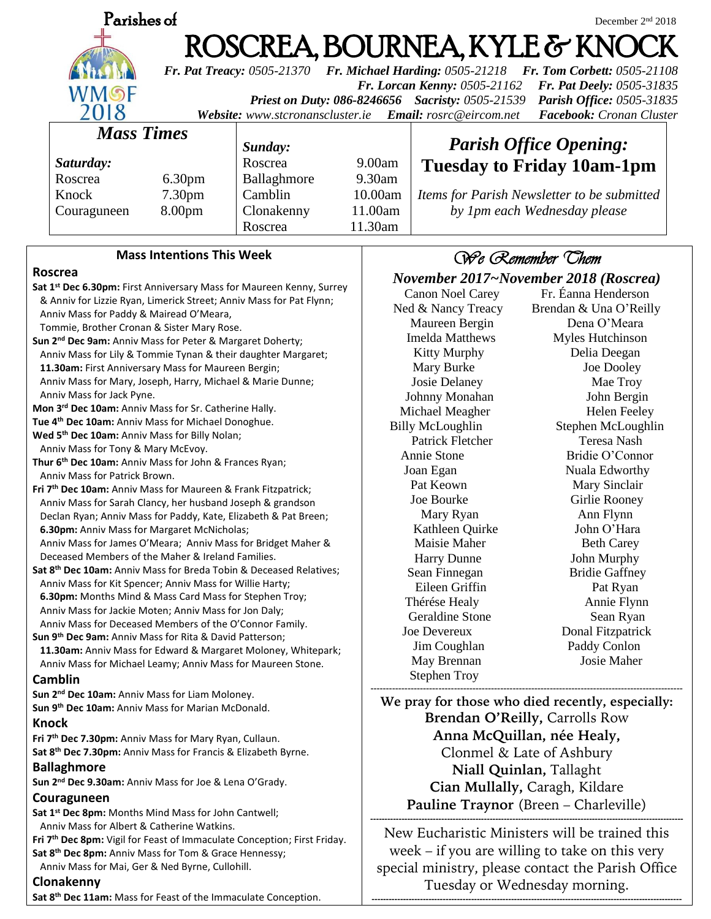Parishes of

December 2nd 2018

# ROSCREA, BOURNEA, KYLE & KNOCK

WMOF 2018

***Fr. Pat Treacy:** 0505-21370* ***Fr. Michael Harding:** 0505-21218* ***Fr. Tom Corbett:** 0505-21108*
***Fr. Lorcan Kenny:** 0505-21162* ***Fr. Pat Deely:** 0505-31835*
***Priest on Duty:** 086-8246656* ***Sacristy:** 0505-21539* ***Parish Office:** 0505-31835*
***Website:** www.stcronanscluster.ie* ***Email:** rosrc@eircom.net* ***Facebook:** Cronan Cluster*

## Mass Times

| *Saturday:* | | *Sunday:* | |
|---|---|---|---|
| Roscrea | 6.30pm | Roscrea | 9.00am |
| Knock | 7.30pm | Ballaghmore | 9.30am |
| Couraguneen | 8.00pm | Camblin | 10.00am |
| | | Clonakenny | 11.00am |
| | | Roscrea | 11.30am |

## *Parish Office Opening:*
## Tuesday to Friday 10am-1pm

*Items for Parish Newsletter to be submitted by 1pm each Wednesday please*

## Mass Intentions This Week

### Roscrea

**Sat 1st Dec 6.30pm:** First Anniversary Mass for Maureen Kenny, Surrey & Anniv for Lizzie Ryan, Limerick Street; Anniv Mass for Pat Flynn; Anniv Mass for Paddy & Mairead O'Meara, Tommie, Brother Cronan & Sister Mary Rose.
**Sun 2nd Dec 9am:** Anniv Mass for Peter & Margaret Doherty; Anniv Mass for Lily & Tommie Tynan & their daughter Margaret;
**11.30am:** First Anniversary Mass for Maureen Bergin; Anniv Mass for Mary, Joseph, Harry, Michael & Marie Dunne; Anniv Mass for Jack Pyne.
**Mon 3rd Dec 10am:** Anniv Mass for Sr. Catherine Hally.
**Tue 4th Dec 10am:** Anniv Mass for Michael Donoghue.
**Wed 5th Dec 10am:** Anniv Mass for Billy Nolan; Anniv Mass for Tony & Mary McEvoy.
**Thur 6th Dec 10am:** Anniv Mass for John & Frances Ryan; Anniv Mass for Patrick Brown.
**Fri 7th Dec 10am:** Anniv Mass for Maureen & Frank Fitzpatrick; Anniv Mass for Sarah Clancy, her husband Joseph & grandson Declan Ryan; Anniv Mass for Paddy, Kate, Elizabeth & Pat Breen;
**6.30pm:** Anniv Mass for Margaret McNicholas; Anniv Mass for James O'Meara; Anniv Mass for Bridget Maher & Deceased Members of the Maher & Ireland Families.
**Sat 8th Dec 10am:** Anniv Mass for Breda Tobin & Deceased Relatives; Anniv Mass for Kit Spencer; Anniv Mass for Willie Harty;
**6.30pm:** Months Mind & Mass Card Mass for Stephen Troy; Anniv Mass for Jackie Moten; Anniv Mass for Jon Daly; Anniv Mass for Deceased Members of the O'Connor Family.
**Sun 9th Dec 9am:** Anniv Mass for Rita & David Patterson;
**11.30am:** Anniv Mass for Edward & Margaret Moloney, Whitepark; Anniv Mass for Michael Leamy; Anniv Mass for Maureen Stone.

### Camblin

**Sun 2nd Dec 10am:** Anniv Mass for Liam Moloney.
**Sun 9th Dec 10am:** Anniv Mass for Marian McDonald.

### Knock

**Fri 7th Dec 7.30pm:** Anniv Mass for Mary Ryan, Cullaun.
**Sat 8th Dec 7.30pm:** Anniv Mass for Francis & Elizabeth Byrne.

### Ballaghmore

**Sun 2nd Dec 9.30am:** Anniv Mass for Joe & Lena O'Grady.

### Couraguneen

**Sat 1st Dec 8pm:** Months Mind Mass for John Cantwell; Anniv Mass for Albert & Catherine Watkins.
**Fri 7th Dec 8pm:** Vigil for Feast of Immaculate Conception; First Friday.
**Sat 8th Dec 8pm:** Anniv Mass for Tom & Grace Hennessy; Anniv Mass for Mai, Ger & Ned Byrne, Cullohill.

### Clonakenny

**Sat 8th Dec 11am:** Mass for Feast of the Immaculate Conception.

## *We Remember Them*

### *November 2017~November 2018 (Roscrea)*

| | |
|---|---|
| Canon Noel Carey | Fr. Éanna Henderson |
| Ned & Nancy Treacy | Brendan & Una O'Reilly |
| Maureen Bergin | Dena O'Meara |
| Imelda Matthews | Myles Hutchinson |
| Kitty Murphy | Delia Deegan |
| Mary Burke | Joe Dooley |
| Josie Delaney | Mae Troy |
| Johnny Monahan | John Bergin |
| Michael Meagher | Helen Feeley |
| Billy McLoughlin | Stephen McLoughlin |
| Patrick Fletcher | Teresa Nash |
| Annie Stone | Bridie O'Connor |
| Joan Egan | Nuala Edworthy |
| Pat Keown | Mary Sinclair |
| Joe Bourke | Girlie Rooney |
| Mary Ryan | Ann Flynn |
| Kathleen Quirke | John O'Hara |
| Maisie Maher | Beth Carey |
| Harry Dunne | John Murphy |
| Sean Finnegan | Bridie Gaffney |
| Eileen Griffin | Pat Ryan |
| Thérése Healy | Annie Flynn |
| Geraldine Stone | Sean Ryan |
| Joe Devereux | Donal Fitzpatrick |
| Jim Coughlan | Paddy Conlon |
| May Brennan | Josie Maher |
| Stephen Troy | |

---

**We pray for those who died recently, especially:**
**Brendan O'Reilly,** Carrolls Row
**Anna McQuillan, née Healy,** Clonmel & Late of Ashbury
**Niall Quinlan,** Tallaght
**Cian Mullally,** Caragh, Kildare
**Pauline Traynor** (Breen – Charleville)

---

New Eucharistic Ministers will be trained this week – if you are willing to take on this very special ministry, please contact the Parish Office Tuesday or Wednesday morning.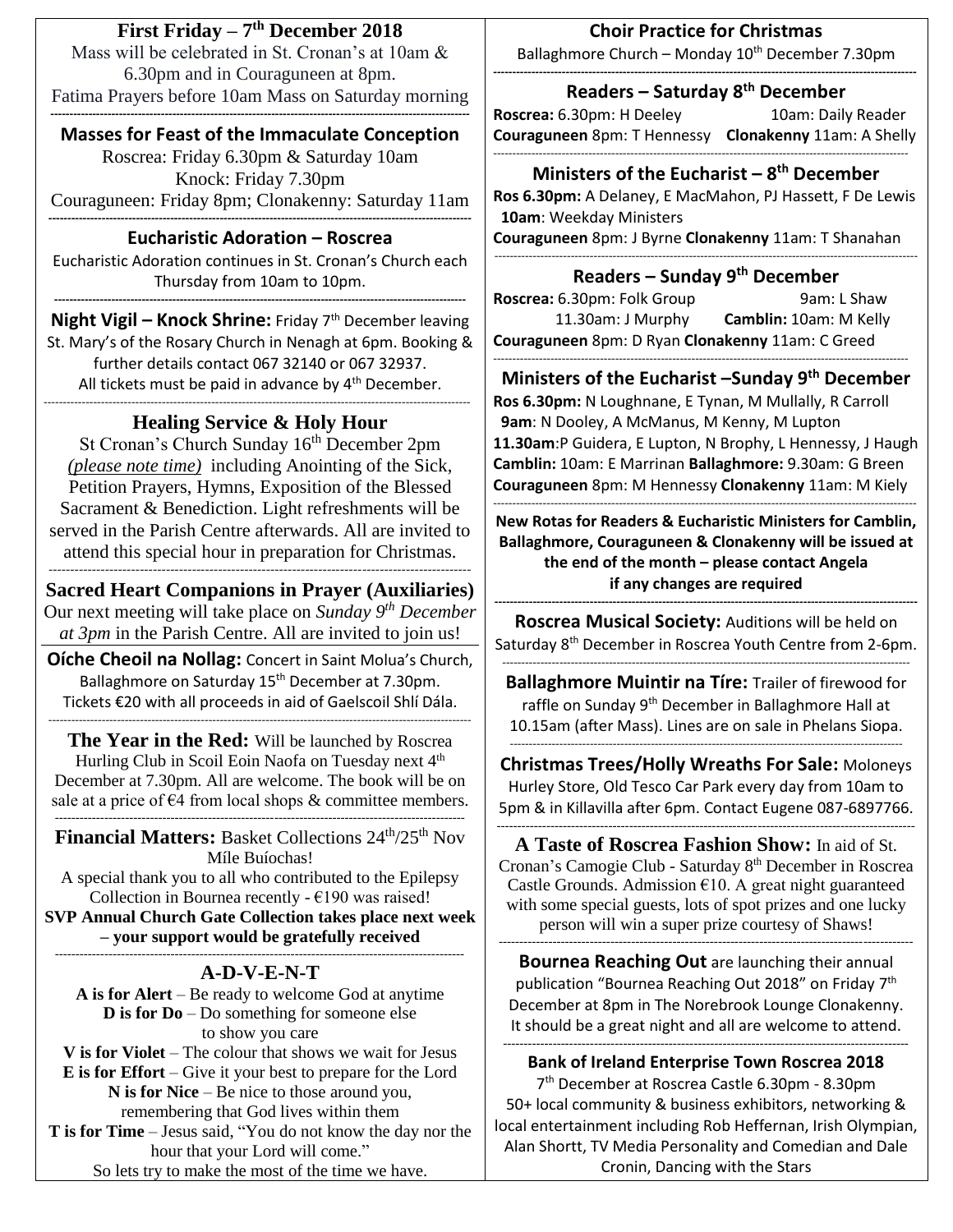## First Friday – 7th December 2018

Mass will be celebrated in St. Cronan's at 10am & 6.30pm and in Couraguneen at 8pm.
Fatima Prayers before 10am Mass on Saturday morning

---

### Masses for Feast of the Immaculate Conception

Roscrea: Friday 6.30pm & Saturday 10am
Knock: Friday 7.30pm
Couraguneen: Friday 8pm; Clonakenny: Saturday 11am

---

### Eucharistic Adoration – Roscrea

Eucharistic Adoration continues in St. Cronan's Church each Thursday from 10am to 10pm.

---

**Night Vigil – Knock Shrine:** Friday 7th December leaving St. Mary's of the Rosary Church in Nenagh at 6pm. Booking & further details contact 067 32140 or 067 32937. All tickets must be paid in advance by 4th December.

---

### Healing Service & Holy Hour

St Cronan's Church Sunday 16th December 2pm *(please note time)* including Anointing of the Sick, Petition Prayers, Hymns, Exposition of the Blessed Sacrament & Benediction. Light refreshments will be served in the Parish Centre afterwards. All are invited to attend this special hour in preparation for Christmas.

---

### Sacred Heart Companions in Prayer (Auxiliaries)

Our next meeting will take place on *Sunday 9th December at 3pm* in the Parish Centre. All are invited to join us!

---

**Oíche Cheoil na Nollag:** Concert in Saint Molua's Church, Ballaghmore on Saturday 15th December at 7.30pm. Tickets €20 with all proceeds in aid of Gaelscoil Shlí Dála.

---

**The Year in the Red:** Will be launched by Roscrea Hurling Club in Scoil Eoin Naofa on Tuesday next 4th December at 7.30pm. All are welcome. The book will be on sale at a price of €4 from local shops & committee members.

---

**Financial Matters:** Basket Collections 24th/25th Nov
Míle Buíochas!
A special thank you to all who contributed to the Epilepsy Collection in Bournea recently - €190 was raised!
**SVP Annual Church Gate Collection takes place next week – your support would be gratefully received**

---

### A-D-V-E-N-T

**A is for Alert** – Be ready to welcome God at anytime
**D is for Do** – Do something for someone else to show you care
**V is for Violet** – The colour that shows we wait for Jesus
**E is for Effort** – Give it your best to prepare for the Lord
**N is for Nice** – Be nice to those around you, remembering that God lives within them
**T is for Time** – Jesus said, "You do not know the day nor the hour that your Lord will come."
So lets try to make the most of the time we have.

---

### Choir Practice for Christmas

Ballaghmore Church – Monday 10th December 7.30pm

---

### Readers – Saturday 8th December

**Roscrea:** 6.30pm: H Deeley 10am: Daily Reader
**Couraguneen** 8pm: T Hennessy **Clonakenny** 11am: A Shelly

---

### Ministers of the Eucharist – 8th December

**Ros 6.30pm:** A Delaney, E MacMahon, PJ Hassett, F De Lewis
**10am**: Weekday Ministers
**Couraguneen** 8pm: J Byrne **Clonakenny** 11am: T Shanahan

---

### Readers – Sunday 9th December

**Roscrea:** 6.30pm: Folk Group 9am: L Shaw
11.30am: J Murphy **Camblin:** 10am: M Kelly
**Couraguneen** 8pm: D Ryan **Clonakenny** 11am: C Greed

---

### Ministers of the Eucharist –Sunday 9th December

**Ros 6.30pm:** N Loughnane, E Tynan, M Mullally, R Carroll
**9am**: N Dooley, A McManus, M Kenny, M Lupton
**11.30am**:P Guidera, E Lupton, N Brophy, L Hennessy, J Haugh
**Camblin:** 10am: E Marrinan **Ballaghmore:** 9.30am: G Breen
**Couraguneen** 8pm: M Hennessy **Clonakenny** 11am: M Kiely

---

**New Rotas for Readers & Eucharistic Ministers for Camblin, Ballaghmore, Couraguneen & Clonakenny will be issued at the end of the month – please contact Angela if any changes are required**

---

**Roscrea Musical Society:** Auditions will be held on Saturday 8th December in Roscrea Youth Centre from 2-6pm.

---

**Ballaghmore Muintir na Tíre:** Trailer of firewood for raffle on Sunday 9th December in Ballaghmore Hall at 10.15am (after Mass). Lines are on sale in Phelans Siopa.

---

**Christmas Trees/Holly Wreaths For Sale:** Moloneys Hurley Store, Old Tesco Car Park every day from 10am to 5pm & in Killavilla after 6pm. Contact Eugene 087-6897766.

---

**A Taste of Roscrea Fashion Show:** In aid of St. Cronan's Camogie Club - Saturday 8th December in Roscrea Castle Grounds. Admission €10. A great night guaranteed with some special guests, lots of spot prizes and one lucky person will win a super prize courtesy of Shaws!

---

**Bournea Reaching Out** are launching their annual publication "Bournea Reaching Out 2018" on Friday 7th December at 8pm in The Norebrook Lounge Clonakenny. It should be a great night and all are welcome to attend.

---

### Bank of Ireland Enterprise Town Roscrea 2018

7th December at Roscrea Castle 6.30pm - 8.30pm
50+ local community & business exhibitors, networking & local entertainment including Rob Heffernan, Irish Olympian, Alan Shortt, TV Media Personality and Comedian and Dale Cronin, Dancing with the Stars